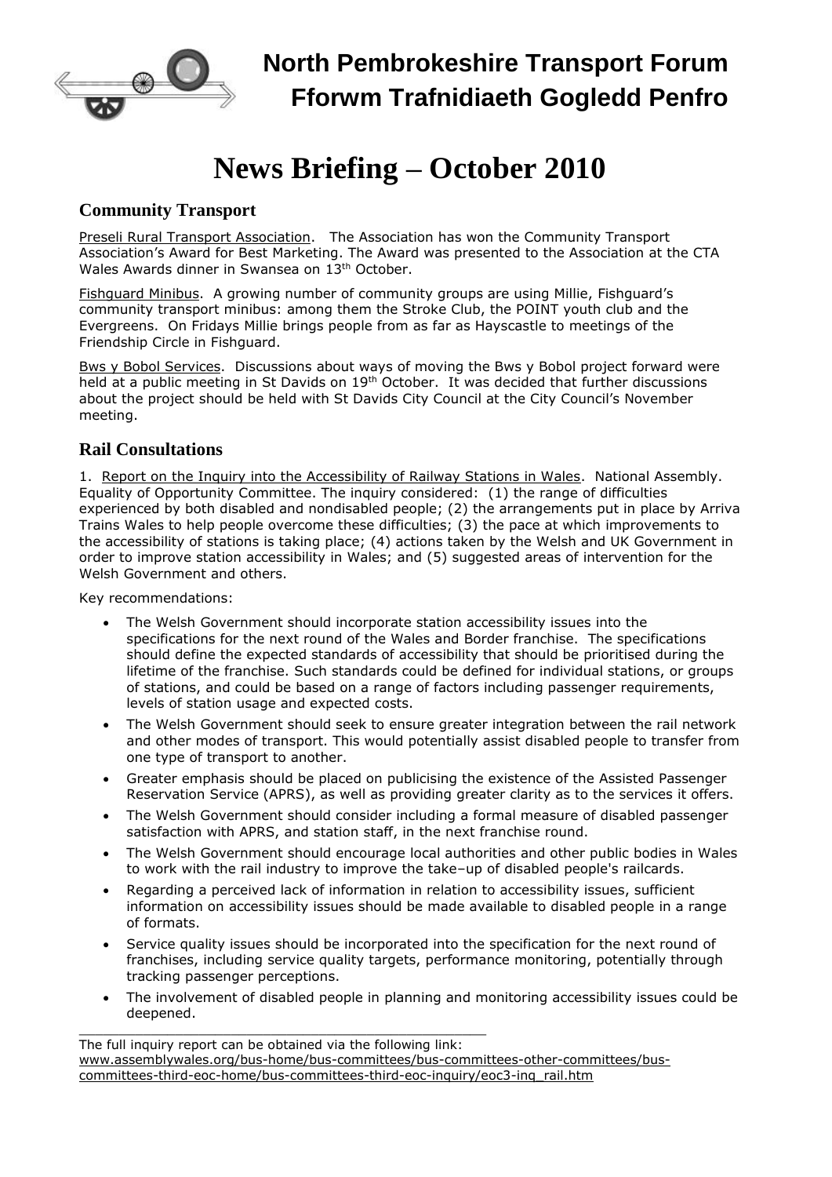# North Pembrokeshire Transport Forum
# Fforwm Trafnidiaeth Gogledd Penfro

# News Briefing – October 2010

## Community Transport

Preseli Rural Transport Association. The Association has won the Community Transport Association's Award for Best Marketing. The Award was presented to the Association at the CTA Wales Awards dinner in Swansea on 13th October.

Fishguard Minibus. A growing number of community groups are using Millie, Fishguard's community transport minibus: among them the Stroke Club, the POINT youth club and the Evergreens. On Fridays Millie brings people from as far as Hayscastle to meetings of the Friendship Circle in Fishguard.

Bws y Bobol Services. Discussions about ways of moving the Bws y Bobol project forward were held at a public meeting in St Davids on 19th October. It was decided that further discussions about the project should be held with St Davids City Council at the City Council's November meeting.

## Rail Consultations

1. Report on the Inquiry into the Accessibility of Railway Stations in Wales. National Assembly. Equality of Opportunity Committee. The inquiry considered: (1) the range of difficulties experienced by both disabled and nondisabled people; (2) the arrangements put in place by Arriva Trains Wales to help people overcome these difficulties; (3) the pace at which improvements to the accessibility of stations is taking place; (4) actions taken by the Welsh and UK Government in order to improve station accessibility in Wales; and (5) suggested areas of intervention for the Welsh Government and others.

Key recommendations:

- The Welsh Government should incorporate station accessibility issues into the specifications for the next round of the Wales and Border franchise. The specifications should define the expected standards of accessibility that should be prioritised during the lifetime of the franchise. Such standards could be defined for individual stations, or groups of stations, and could be based on a range of factors including passenger requirements, levels of station usage and expected costs.
- The Welsh Government should seek to ensure greater integration between the rail network and other modes of transport. This would potentially assist disabled people to transfer from one type of transport to another.
- Greater emphasis should be placed on publicising the existence of the Assisted Passenger Reservation Service (APRS), as well as providing greater clarity as to the services it offers.
- The Welsh Government should consider including a formal measure of disabled passenger satisfaction with APRS, and station staff, in the next franchise round.
- The Welsh Government should encourage local authorities and other public bodies in Wales to work with the rail industry to improve the take–up of disabled people's railcards.
- Regarding a perceived lack of information in relation to accessibility issues, sufficient information on accessibility issues should be made available to disabled people in a range of formats.
- Service quality issues should be incorporated into the specification for the next round of franchises, including service quality targets, performance monitoring, potentially through tracking passenger perceptions.
- The involvement of disabled people in planning and monitoring accessibility issues could be deepened.

---

The full inquiry report can be obtained via the following link:
www.assemblywales.org/bus-home/bus-committees/bus-committees-other-committees/bus-committees-third-eoc-home/bus-committees-third-eoc-inquiry/eoc3-inq_rail.htm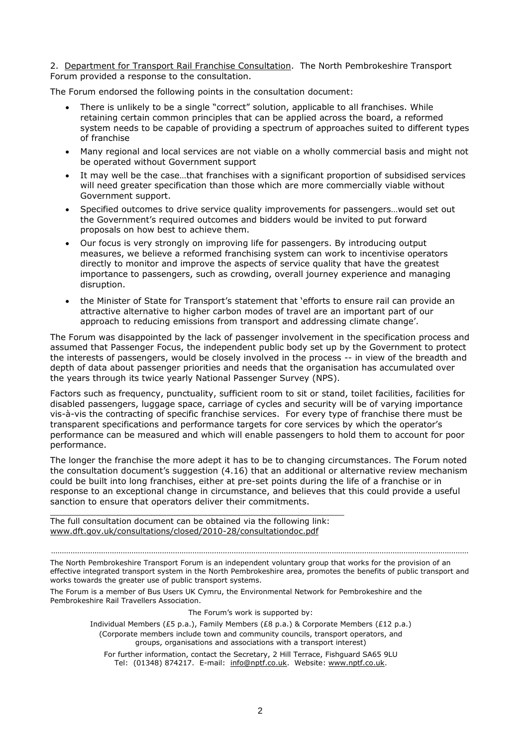2. Department for Transport Rail Franchise Consultation. The North Pembrokeshire Transport Forum provided a response to the consultation.

The Forum endorsed the following points in the consultation document:

- There is unlikely to be a single "correct" solution, applicable to all franchises. While retaining certain common principles that can be applied across the board, a reformed system needs to be capable of providing a spectrum of approaches suited to different types of franchise
- Many regional and local services are not viable on a wholly commercial basis and might not be operated without Government support
- It may well be the case…that franchises with a significant proportion of subsidised services will need greater specification than those which are more commercially viable without Government support.
- Specified outcomes to drive service quality improvements for passengers…would set out the Government's required outcomes and bidders would be invited to put forward proposals on how best to achieve them.
- Our focus is very strongly on improving life for passengers. By introducing output measures, we believe a reformed franchising system can work to incentivise operators directly to monitor and improve the aspects of service quality that have the greatest importance to passengers, such as crowding, overall journey experience and managing disruption.
- the Minister of State for Transport's statement that 'efforts to ensure rail can provide an attractive alternative to higher carbon modes of travel are an important part of our approach to reducing emissions from transport and addressing climate change'.

The Forum was disappointed by the lack of passenger involvement in the specification process and assumed that Passenger Focus, the independent public body set up by the Government to protect the interests of passengers, would be closely involved in the process -- in view of the breadth and depth of data about passenger priorities and needs that the organisation has accumulated over the years through its twice yearly National Passenger Survey (NPS).

Factors such as frequency, punctuality, sufficient room to sit or stand, toilet facilities, facilities for disabled passengers, luggage space, carriage of cycles and security will be of varying importance vis-à-vis the contracting of specific franchise services. For every type of franchise there must be transparent specifications and performance targets for core services by which the operator's performance can be measured and which will enable passengers to hold them to account for poor performance.

The longer the franchise the more adept it has to be to changing circumstances. The Forum noted the consultation document's suggestion (4.16) that an additional or alternative review mechanism could be built into long franchises, either at pre-set points during the life of a franchise or in response to an exceptional change in circumstance, and believes that this could provide a useful sanction to ensure that operators deliver their commitments.

---

The full consultation document can be obtained via the following link:
www.dft.gov.uk/consultations/closed/2010-28/consultationdoc.pdf

---

The North Pembrokeshire Transport Forum is an independent voluntary group that works for the provision of an effective integrated transport system in the North Pembrokeshire area, promotes the benefits of public transport and works towards the greater use of public transport systems.

The Forum is a member of Bus Users UK Cymru, the Environmental Network for Pembrokeshire and the Pembrokeshire Rail Travellers Association.

The Forum's work is supported by:

Individual Members (£5 p.a.), Family Members (£8 p.a.) & Corporate Members (£12 p.a.)
(Corporate members include town and community councils, transport operators, and groups, organisations and associations with a transport interest)

For further information, contact the Secretary, 2 Hill Terrace, Fishguard SA65 9LU
Tel: (01348) 874217. E-mail: info@nptf.co.uk. Website: www.nptf.co.uk.